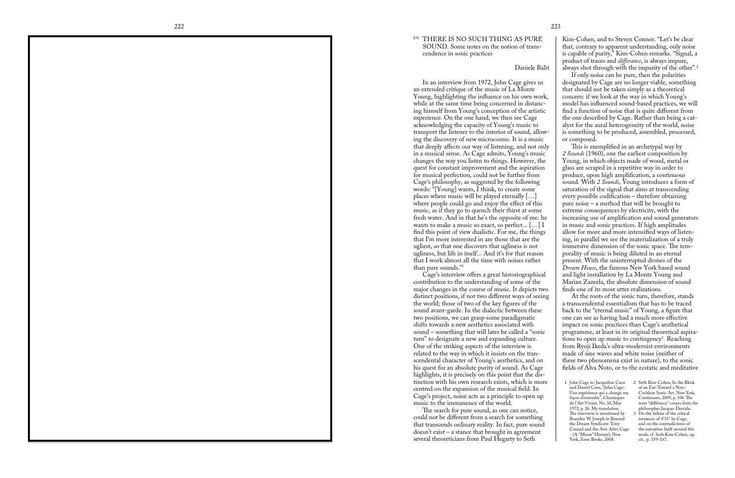EN THERE IS NO SUCH THING AS PURE SOUND. Some notes on the notion of transcendence in sonic practices

Daniele Balit

In an interview from 1972, John Cage gives us an extended critique of the music of La Monte Young, highlighting the influence on his own work, while at the same time being concerned in distancing himself from Young's conception of the artistic experience. On the one hand, we then see Cage acknowledging the capacity of Young's music to transport the listener to the interior of sound, allowing the discovery of new microcosms. It is a music that deeply affects our way of listening, and not only in a musical sense. As Cage admits, Young's music changes the way you listen to things. However, the quest for constant improvement and the aspiration for musical perfection, could not be further from Cage's philosophy, as suggested by the following words: "[Young] wants, I think, to create some places where music will be played eternally […] where people could go and enjoy the effect of this music, as if they go to quench their thirst at some fresh water. And in that he's the opposite of me: he wants to make a music so exact, so perfect... […] I find this point of view dualistic. For me, the things that I'm more interested in are those that are the ugliest, so that one discovers that ugliness is not ugliness, but life in itself... And it's for that reason that I work almost all the time with noises rather than pure sounds."[1]

Cage's interview offers a great historiographical contribution to the understanding of some of the major changes in the course of music. It depicts two distinct positions, if not two different ways of seeing the world; those of two of the key figures of the sound avant-garde. In the dialectic between these two positions, we can grasp some paradigmatic shifts towards a new aesthetics associated with sound – something that will later be called a "sonic turn" to designate a new and expanding culture. One of the striking aspects of the interview is related to the way in which it insists on the transcendental character of Young's aesthetics, and on his quest for an absolute purity of sound. As Cage highlights, it is precisely on this point that the distinction with his own research exists, which is more centred on the expansion of the musical field. In Cage's project, noise acts as a principle to open up music to the immanence of the world.

The search for pure sound, as one can notice, could not be different from a search for something that transcends ordinary reality. In fact, pure sound doesn't exist – a stance that brought in agreement several theoreticians from Paul Hegarty to Seth Kim-Cohen, and to Steven Connor. "Let's be clear that, contrary to apparent understanding, only noise is capable of purity," Kim-Cohen remarks. "Signal, a product of traces and *differance*, is always impure, always shot through with the impurity of the other".[2]

If only noise can be pure, then the polarities designated by Cage are no longer viable, something that should not be taken simply as a theoretical concern: if we look at the way in which Young's model has influenced sound-based practices, we will find a function of noise that is quite different from the one described by Cage. Rather than being a catalyst for the aural heterogeneity of the world, noise is something to be produced, assembled, processed, or composed.

This is exemplified in an archetypal way by *2 Sounds* (1960), one the earliest composition by Young, in which objects made of wood, metal or glass are scraped in a repetitive way in order to produce, upon high amplification, a continuous sound. With *2 Sounds*, Young introduces a form of saturation of the signal that aims at transcending every possible codification – therefore obtaining pure noise – a method that will be brought to extreme consequences by electricity, with the increasing use of amplification and sound generators in music and sonic practices. If high amplitudes allow for more and more intensified ways of listening, in parallel we see the materialization of a truly immersive dimension of the sonic space. The temporality of music is being diluted in an eternal present. With the uninterrupted drones of the *Dream House*, the famous New York based sound and light installation by La Monte Young and Marian Zazeela, the absolute dimension of sound finds one of its most utter realizations.

At the roots of the sonic turn, therefore, stands a transcendental essentialism that has to be traced back to the "eternal music" of Young, a figure that one can see as having had a much more effective impact on sonic practices than Cage's aesthetical programme, at least in its original theoretical aspirations to open up music to contingency[3]. Reaching from Ryoji Ikeda's ultra-modernist environments made of sine waves and white noise (neither of these two phenomena exist in nature), to the sonic fields of Alva Noto, or to the ecstatic and meditative

1 John Cage in: Jacqueline Caux and Daniel Caux, "John Cage: Une expérience qui a changé ma façon d'entendre", Chroniques de l'Art Vivant, No. 30, May 1972, p. 26. My translation. The interview is mentioned by Branden W. Joseph in Beyond the Dream Syndicate: Tony Conrad and the Arts After Cage - (A "Minor" History), New York, Zone Books, 2008.

2 Seth Kim-Cohen, In the Blink of an Ear: Toward a Non-Cochlear Sonic Art, New York, Continuum, 2009, p. 100. The term "différance" comes from the philosopher Jacques Derrida.

3 On the failure of the critical instances of 4'33" by Cage, and on the contradictions of the narratives built around this work, cf. Seth Kim-Cohen, op. cit., p. 159-167.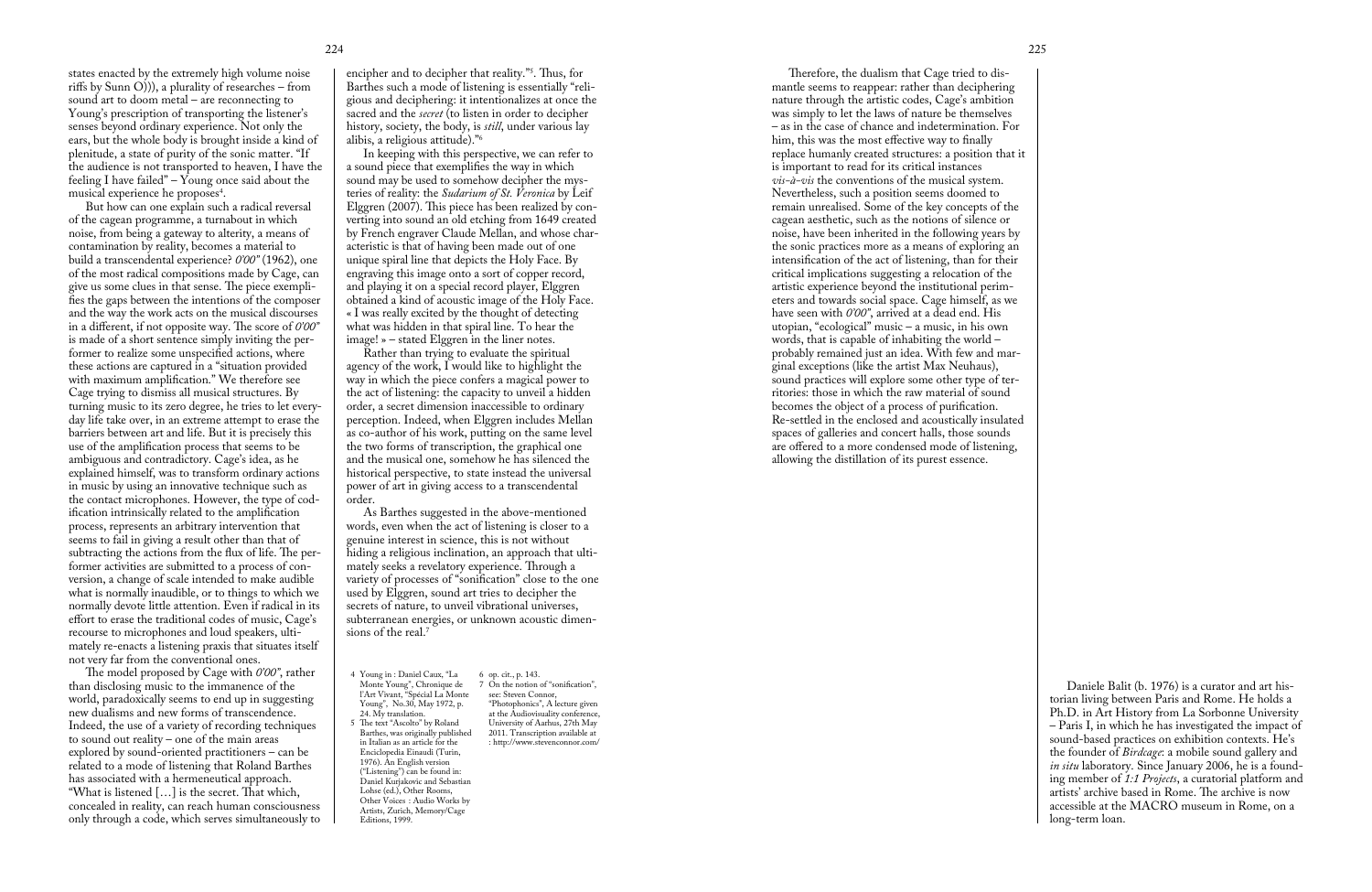states enacted by the extremely high volume noise riffs by Sunn O))), a plurality of researches – from sound art to doom metal – are reconnecting to Young's prescription of transporting the listener's senses beyond ordinary experience. Not only the ears, but the whole body is brought inside a kind of plenitude, a state of purity of the sonic matter. "If the audience is not transported to heaven, I have the feeling I have failed" – Young once said about the musical experience he proposes[4].

But how can one explain such a radical reversal of the cagean programme, a turnabout in which noise, from being a gateway to alterity, a means of contamination by reality, becomes a material to build a transcendental experience? *0'00"* (1962), one of the most radical compositions made by Cage, can give us some clues in that sense. The piece exemplifies the gaps between the intentions of the composer and the way the work acts on the musical discourses in a different, if not opposite way. The score of *0'00"* is made of a short sentence simply inviting the performer to realize some unspecified actions, where these actions are captured in a "situation provided with maximum amplification." We therefore see Cage trying to dismiss all musical structures. By turning music to its zero degree, he tries to let everyday life take over, in an extreme attempt to erase the barriers between art and life. But it is precisely this use of the amplification process that seems to be ambiguous and contradictory. Cage's idea, as he explained himself, was to transform ordinary actions in music by using an innovative technique such as the contact microphones. However, the type of codification intrinsically related to the amplification process, represents an arbitrary intervention that seems to fail in giving a result other than that of subtracting the actions from the flux of life. The performer activities are submitted to a process of conversion, a change of scale intended to make audible what is normally inaudible, or to things to which we normally devote little attention. Even if radical in its effort to erase the traditional codes of music, Cage's recourse to microphones and loud speakers, ultimately re-enacts a listening praxis that situates itself not very far from the conventional ones.

The model proposed by Cage with *0'00"*, rather than disclosing music to the immanence of the world, paradoxically seems to end up in suggesting new dualisms and new forms of transcendence. Indeed, the use of a variety of recording techniques to sound out reality – one of the main areas explored by sound-oriented practitioners – can be related to a mode of listening that Roland Barthes has associated with a hermeneutical approach. "What is listened […] is the secret. That which, concealed in reality, can reach human consciousness only through a code, which serves simultaneously to encipher and to decipher that reality."[5]. Thus, for Barthes such a mode of listening is essentially "religious and deciphering: it intentionalizes at once the sacred and the *secret* (to listen in order to decipher history, society, the body, is *still*, under various lay alibis, a religious attitude)."[6]

In keeping with this perspective, we can refer to a sound piece that exemplifies the way in which sound may be used to somehow decipher the mysteries of reality: the *Sudarium of St. Veronica* by Leif Elggren (2007). This piece has been realized by converting into sound an old etching from 1649 created by French engraver Claude Mellan, and whose characteristic is that of having been made out of one unique spiral line that depicts the Holy Face. By engraving this image onto a sort of copper record, and playing it on a special record player, Elggren obtained a kind of acoustic image of the Holy Face. « I was really excited by the thought of detecting what was hidden in that spiral line. To hear the image! » – stated Elggren in the liner notes.

Rather than trying to evaluate the spiritual agency of the work, I would like to highlight the way in which the piece confers a magical power to the act of listening: the capacity to unveil a hidden order, a secret dimension inaccessible to ordinary perception. Indeed, when Elggren includes Mellan as co-author of his work, putting on the same level the two forms of transcription, the graphical one and the musical one, somehow he has silenced the historical perspective, to state instead the universal power of art in giving access to a transcendental order.

As Barthes suggested in the above-mentioned words, even when the act of listening is closer to a genuine interest in science, this is not without hiding a religious inclination, an approach that ultimately seeks a revelatory experience. Through a variety of processes of "sonification" close to the one used by Elggren, sound art tries to decipher the secrets of nature, to unveil vibrational universes, subterranean energies, or unknown acoustic dimensions of the real.[7]

Therefore, the dualism that Cage tried to dismantle seems to reappear: rather than deciphering nature through the artistic codes, Cage's ambition was simply to let the laws of nature be themselves – as in the case of chance and indetermination. For him, this was the most effective way to finally replace humanly created structures: a position that it is important to read for its critical instances *vis-à-vis* the conventions of the musical system. Nevertheless, such a position seems doomed to remain unrealised. Some of the key concepts of the cagean aesthetic, such as the notions of silence or noise, have been inherited in the following years by the sonic practices more as a means of exploring an intensification of the act of listening, than for their critical implications suggesting a relocation of the artistic experience beyond the institutional perimeters and towards social space. Cage himself, as we have seen with *0'00"*, arrived at a dead end. His utopian, "ecological" music – a music, in his own words, that is capable of inhabiting the world – probably remained just an idea. With few and marginal exceptions (like the artist Max Neuhaus), sound practices will explore some other type of territories: those in which the raw material of sound becomes the object of a process of purification. Re-settled in the enclosed and acoustically insulated spaces of galleries and concert halls, those sounds are offered to a more condensed mode of listening, allowing the distillation of its purest essence.

4 Young in : Daniel Caux, "La Monte Young", Chronique de l'Art Vivant, "Spécial La Monte Young", No.30, May 1972, p. 24. My translation.

5 The text "Ascolto" by Roland Barthes, was originally published in Italian as an article for the Enciclopedia Einaudi (Turin, 1976). An English version ("Listening") can be found in: Daniel Kurjakovic and Sebastian Lohse (ed.), Other Rooms, Other Voices : Audio Works by Artists, Zurich, Memory/Cage Editions, 1999.

6 op. cit., p. 143.

7 On the notion of "sonification", see: Steven Connor, "Photophonics", A lecture given at the Audiovisuality conference, University of Aarhus, 27th May 2011. Transcription available at : http://www.stevenconnor.com/

Daniele Balit (b. 1976) is a curator and art historian living between Paris and Rome. He holds a Ph.D. in Art History from La Sorbonne University – Paris I, in which he has investigated the impact of sound-based practices on exhibition contexts. He's the founder of *Birdcage*: a mobile sound gallery and *in situ* laboratory. Since January 2006, he is a founding member of *1:1 Projects*, a curatorial platform and artists' archive based in Rome. The archive is now accessible at the MACRO museum in Rome, on a long-term loan.